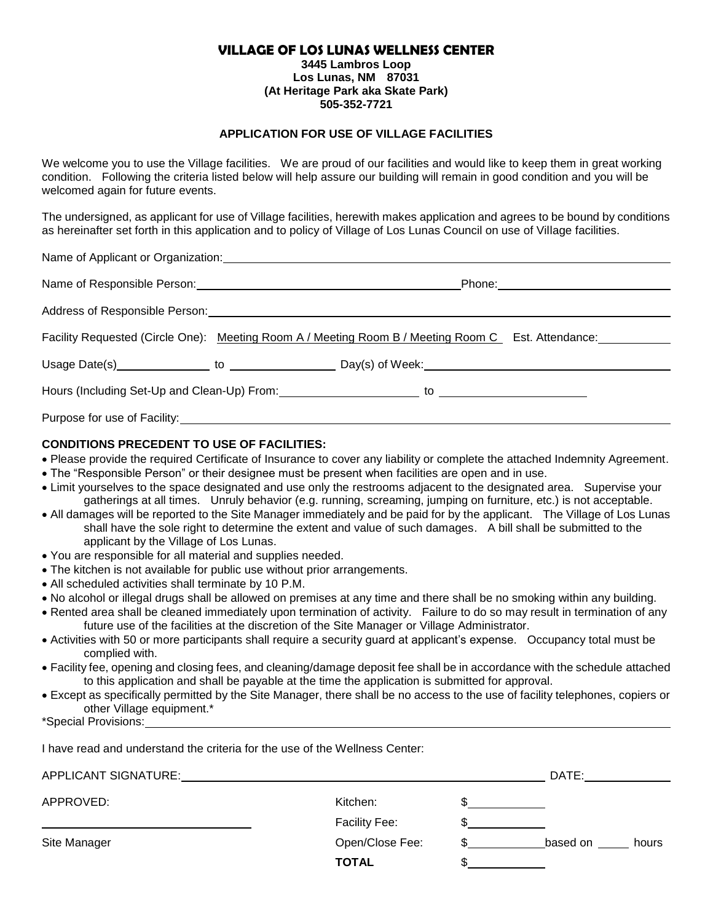# VILLAGE OF LOS LUNAS WELLNESS CENTER

**3445 Lambros Loop**
**Los Lunas, NM 87031**
**(At Heritage Park aka Skate Park)**
**505-352-7721**

## APPLICATION FOR USE OF VILLAGE FACILITIES

We welcome you to use the Village facilities. We are proud of our facilities and would like to keep them in great working condition. Following the criteria listed below will help assure our building will remain in good condition and you will be welcomed again for future events.

The undersigned, as applicant for use of Village facilities, herewith makes application and agrees to be bound by conditions as hereinafter set forth in this application and to policy of Village of Los Lunas Council on use of Village facilities.

Name of Applicant or Organization: ____________________________________________

Name of Responsible Person: ______________________________ Phone: ____________________

Address of Responsible Person: ____________________________________________

Facility Requested (Circle One): Meeting Room A / Meeting Room B / Meeting Room C Est. Attendance: __________

Usage Date(s) ____________ to ____________ Day(s) of Week: ______________________

Hours (Including Set-Up and Clean-Up) From: ________________ to ________________

Purpose for use of Facility: ____________________________________________

**CONDITIONS PRECEDENT TO USE OF FACILITIES:**

- Please provide the required Certificate of Insurance to cover any liability or complete the attached Indemnity Agreement.
- The "Responsible Person" or their designee must be present when facilities are open and in use.
- Limit yourselves to the space designated and use only the restrooms adjacent to the designated area. Supervise your gatherings at all times. Unruly behavior (e.g. running, screaming, jumping on furniture, etc.) is not acceptable.
- All damages will be reported to the Site Manager immediately and be paid for by the applicant. The Village of Los Lunas shall have the sole right to determine the extent and value of such damages. A bill shall be submitted to the applicant by the Village of Los Lunas.
- You are responsible for all material and supplies needed.
- The kitchen is not available for public use without prior arrangements.
- All scheduled activities shall terminate by 10 P.M.
- No alcohol or illegal drugs shall be allowed on premises at any time and there shall be no smoking within any building.
- Rented area shall be cleaned immediately upon termination of activity. Failure to do so may result in termination of any future use of the facilities at the discretion of the Site Manager or Village Administrator.
- Activities with 50 or more participants shall require a security guard at applicant's expense. Occupancy total must be complied with.
- Facility fee, opening and closing fees, and cleaning/damage deposit fee shall be in accordance with the schedule attached to this application and shall be payable at the time the application is submitted for approval.
- Except as specifically permitted by the Site Manager, there shall be no access to the use of facility telephones, copiers or other Village equipment.*

*Special Provisions: ____________________________________________

I have read and understand the criteria for the use of the Wellness Center:

APPLICANT SIGNATURE: ______________________________ DATE: ____________

APPROVED:

______________________________

Site Manager

| | |
|---|---|
| Kitchen: | $__________ |
| Facility Fee: | $__________ |
| Open/Close Fee: | $__________ based on _____ hours |
| **TOTAL** | $__________ |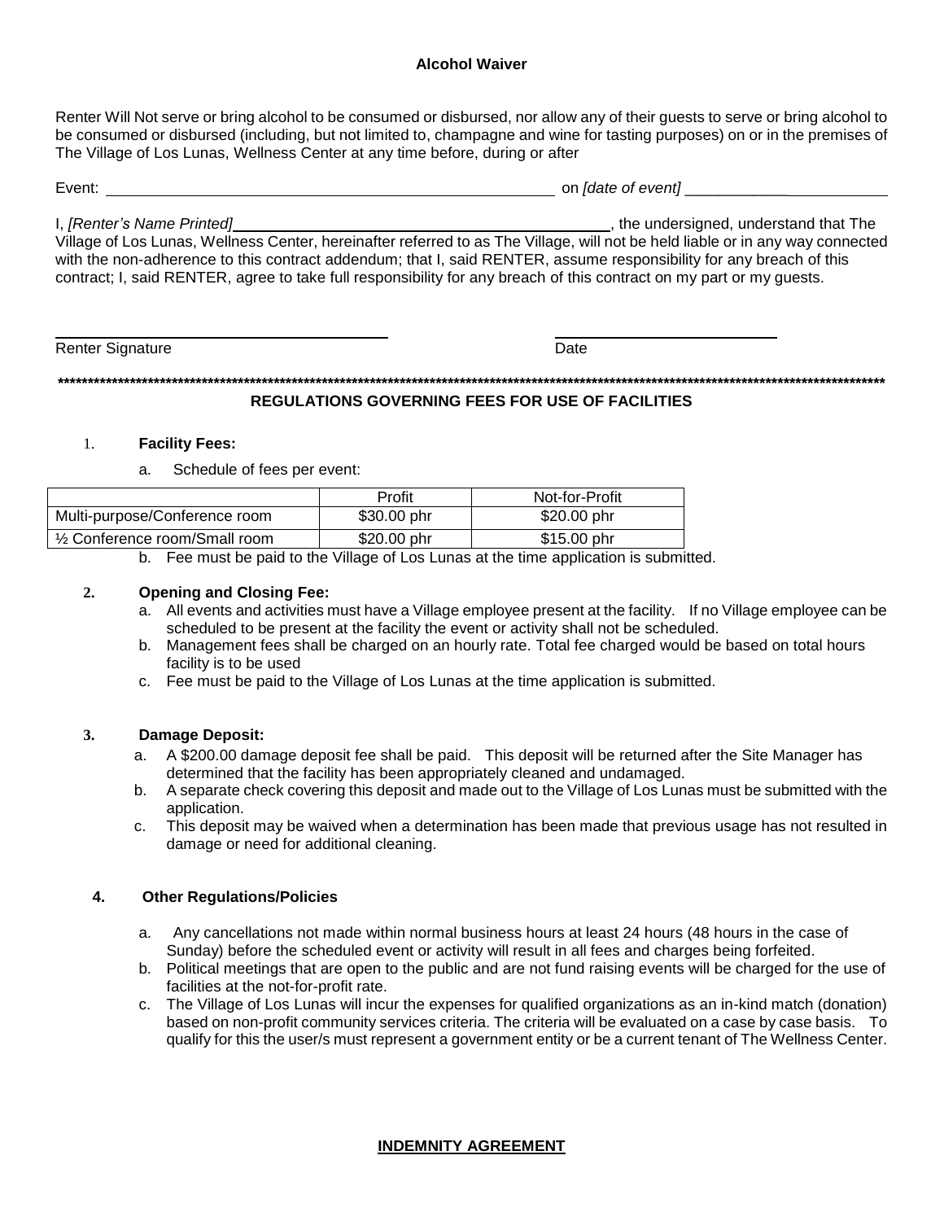## Alcohol Waiver

Renter Will Not serve or bring alcohol to be consumed or disbursed, nor allow any of their guests to serve or bring alcohol to be consumed or disbursed (including, but not limited to, champagne and wine for tasting purposes) on or in the premises of The Village of Los Lunas, Wellness Center at any time before, during or after

Event: ______________________________________________ on *[date of event]* ________________________

I, *[Renter's Name Printed]*_________________________________________, the undersigned, understand that The Village of Los Lunas, Wellness Center, hereinafter referred to as The Village, will not be held liable or in any way connected with the non-adherence to this contract addendum; that I, said RENTER, assume responsibility for any breach of this contract; I, said RENTER, agree to take full responsibility for any breach of this contract on my part or my guests.

_________________________________ &nbsp;&nbsp;&nbsp;&nbsp;&nbsp;&nbsp;&nbsp;&nbsp; _________________________

Renter Signature &nbsp;&nbsp;&nbsp;&nbsp;&nbsp;&nbsp;&nbsp;&nbsp;&nbsp;&nbsp;&nbsp;&nbsp;&nbsp;&nbsp;&nbsp;&nbsp;&nbsp;&nbsp;&nbsp;&nbsp;&nbsp;&nbsp;&nbsp;&nbsp;&nbsp;&nbsp;&nbsp;&nbsp;&nbsp;&nbsp;&nbsp;&nbsp;&nbsp;&nbsp;&nbsp;&nbsp;&nbsp;&nbsp;&nbsp;&nbsp;&nbsp;&nbsp;&nbsp;&nbsp;&nbsp;&nbsp;&nbsp;&nbsp; Date

******************************************************************************************************************************************

## REGULATIONS GOVERNING FEES FOR USE OF FACILITIES

1. **Facility Fees:**
   a. Schedule of fees per event:

| | Profit | Not-for-Profit |
|---|---|---|
| Multi-purpose/Conference room | $30.00 phr | $20.00 phr |
| ½ Conference room/Small room | $20.00 phr | $15.00 phr |

   b. Fee must be paid to the Village of Los Lunas at the time application is submitted.

2. **Opening and Closing Fee:**
   a. All events and activities must have a Village employee present at the facility. If no Village employee can be scheduled to be present at the facility the event or activity shall not be scheduled.
   b. Management fees shall be charged on an hourly rate. Total fee charged would be based on total hours facility is to be used
   c. Fee must be paid to the Village of Los Lunas at the time application is submitted.

3. **Damage Deposit:**
   a. A $200.00 damage deposit fee shall be paid. This deposit will be returned after the Site Manager has determined that the facility has been appropriately cleaned and undamaged.
   b. A separate check covering this deposit and made out to the Village of Los Lunas must be submitted with the application.
   c. This deposit may be waived when a determination has been made that previous usage has not resulted in damage or need for additional cleaning.

4. **Other Regulations/Policies**
   a. Any cancellations not made within normal business hours at least 24 hours (48 hours in the case of Sunday) before the scheduled event or activity will result in all fees and charges being forfeited.
   b. Political meetings that are open to the public and are not fund raising events will be charged for the use of facilities at the not-for-profit rate.
   c. The Village of Los Lunas will incur the expenses for qualified organizations as an in-kind match (donation) based on non-profit community services criteria. The criteria will be evaluated on a case by case basis. To qualify for this the user/s must represent a government entity or be a current tenant of The Wellness Center.

## INDEMNITY AGREEMENT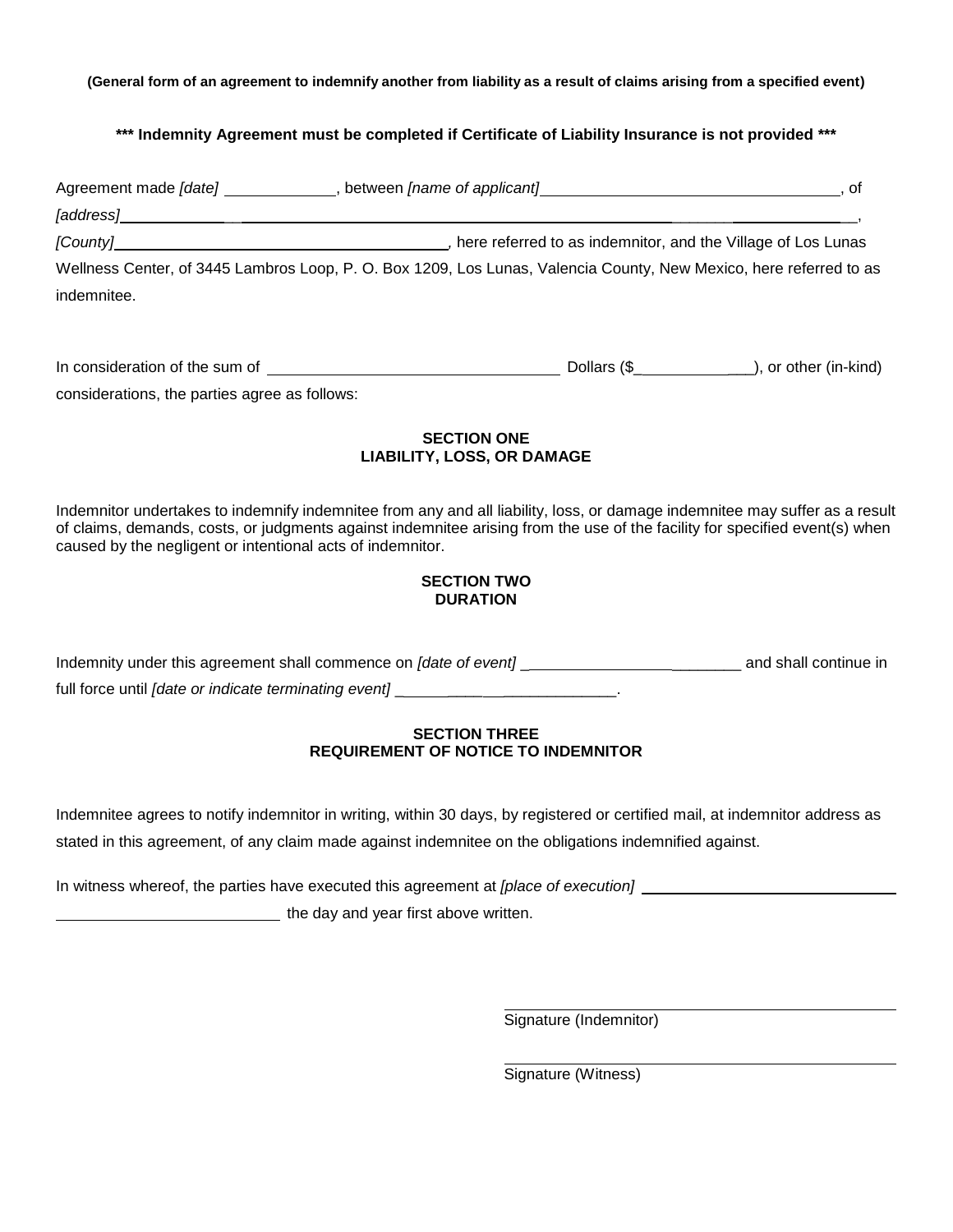**(General form of an agreement to indemnify another from liability as a result of claims arising from a specified event)**

**\*\*\* Indemnity Agreement must be completed if Certificate of Liability Insurance is not provided \*\*\***

Agreement made *[date]* _____________, between *[name of applicant]* ____________________________________, of *[address]* ______________________________________________________________________________, *[County]* ________________________________________, here referred to as indemnitor, and the Village of Los Lunas Wellness Center, of 3445 Lambros Loop, P. O. Box 1209, Los Lunas, Valencia County, New Mexico, here referred to as indemnitee.

In consideration of the sum of ___________________________________ Dollars ($________________), or other (in-kind) considerations, the parties agree as follows:

## SECTION ONE
## LIABILITY, LOSS, OR DAMAGE

Indemnitor undertakes to indemnify indemnitee from any and all liability, loss, or damage indemnitee may suffer as a result of claims, demands, costs, or judgments against indemnitee arising from the use of the facility for specified event(s) when caused by the negligent or intentional acts of indemnitor.

## SECTION TWO
## DURATION

Indemnity under this agreement shall commence on *[date of event]* _________________________ and shall continue in full force until *[date or indicate terminating event]* ___________________________.

## SECTION THREE
## REQUIREMENT OF NOTICE TO INDEMNITOR

Indemnitee agrees to notify indemnitor in writing, within 30 days, by registered or certified mail, at indemnitor address as stated in this agreement, of any claim made against indemnitee on the obligations indemnified against.

In witness whereof, the parties have executed this agreement at *[place of execution]* ________________________________ ____________________________ the day and year first above written.

______________________________
Signature (Indemnitor)

______________________________
Signature (Witness)